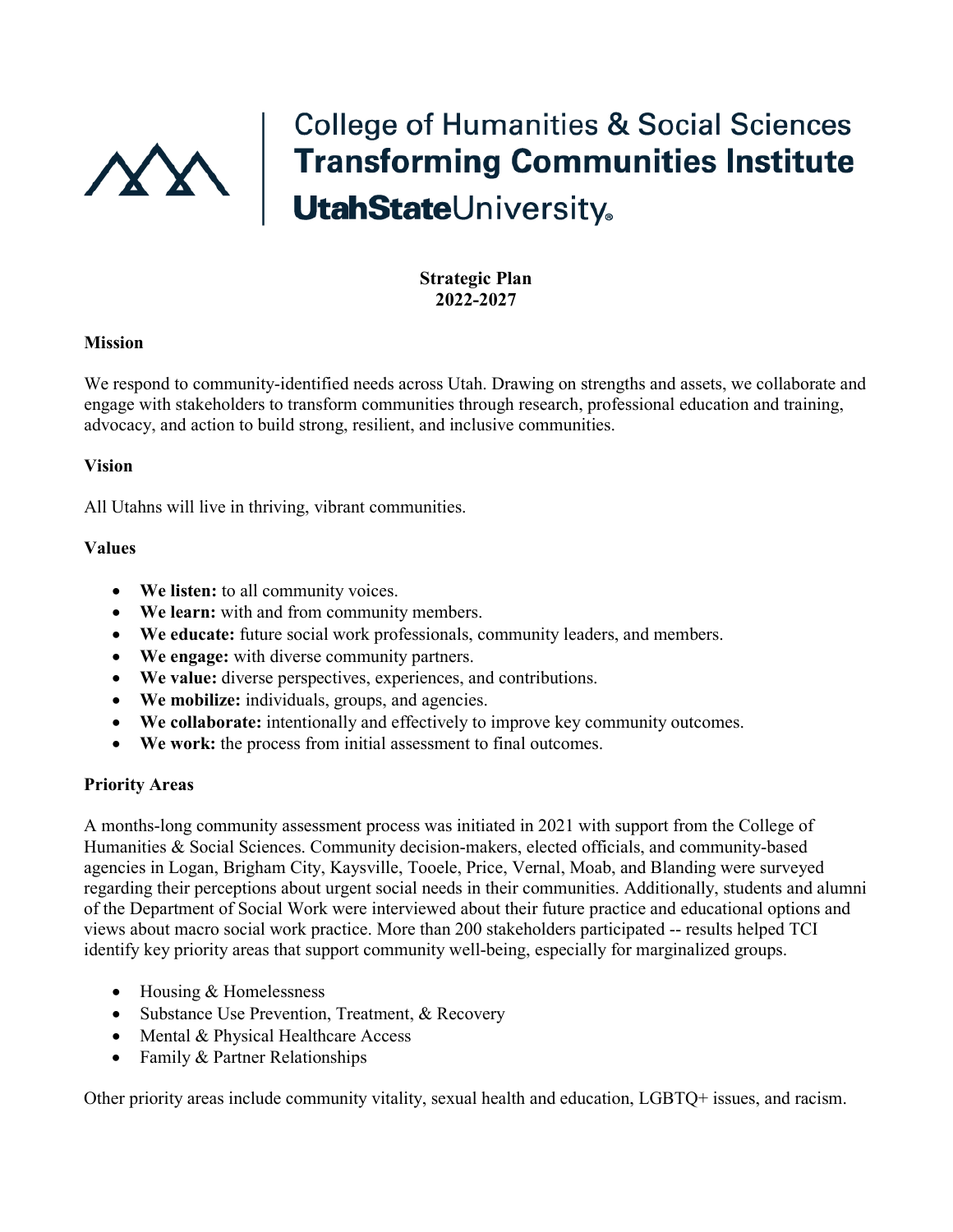College of Humanities & Social Sciences
**Transforming Communities Institute**
**UtahState**University

**Strategic Plan**
**2022-2027**

**Mission**

We respond to community-identified needs across Utah. Drawing on strengths and assets, we collaborate and engage with stakeholders to transform communities through research, professional education and training, advocacy, and action to build strong, resilient, and inclusive communities.

**Vision**

All Utahns will live in thriving, vibrant communities.

**Values**

- **We listen:** to all community voices.
- **We learn:** with and from community members.
- **We educate:** future social work professionals, community leaders, and members.
- **We engage:** with diverse community partners.
- **We value:** diverse perspectives, experiences, and contributions.
- **We mobilize:** individuals, groups, and agencies.
- **We collaborate:** intentionally and effectively to improve key community outcomes.
- **We work:** the process from initial assessment to final outcomes.

**Priority Areas**

A months-long community assessment process was initiated in 2021 with support from the College of Humanities & Social Sciences. Community decision-makers, elected officials, and community-based agencies in Logan, Brigham City, Kaysville, Tooele, Price, Vernal, Moab, and Blanding were surveyed regarding their perceptions about urgent social needs in their communities. Additionally, students and alumni of the Department of Social Work were interviewed about their future practice and educational options and views about macro social work practice. More than 200 stakeholders participated -- results helped TCI identify key priority areas that support community well-being, especially for marginalized groups.

- Housing & Homelessness
- Substance Use Prevention, Treatment, & Recovery
- Mental & Physical Healthcare Access
- Family & Partner Relationships

Other priority areas include community vitality, sexual health and education, LGBTQ+ issues, and racism.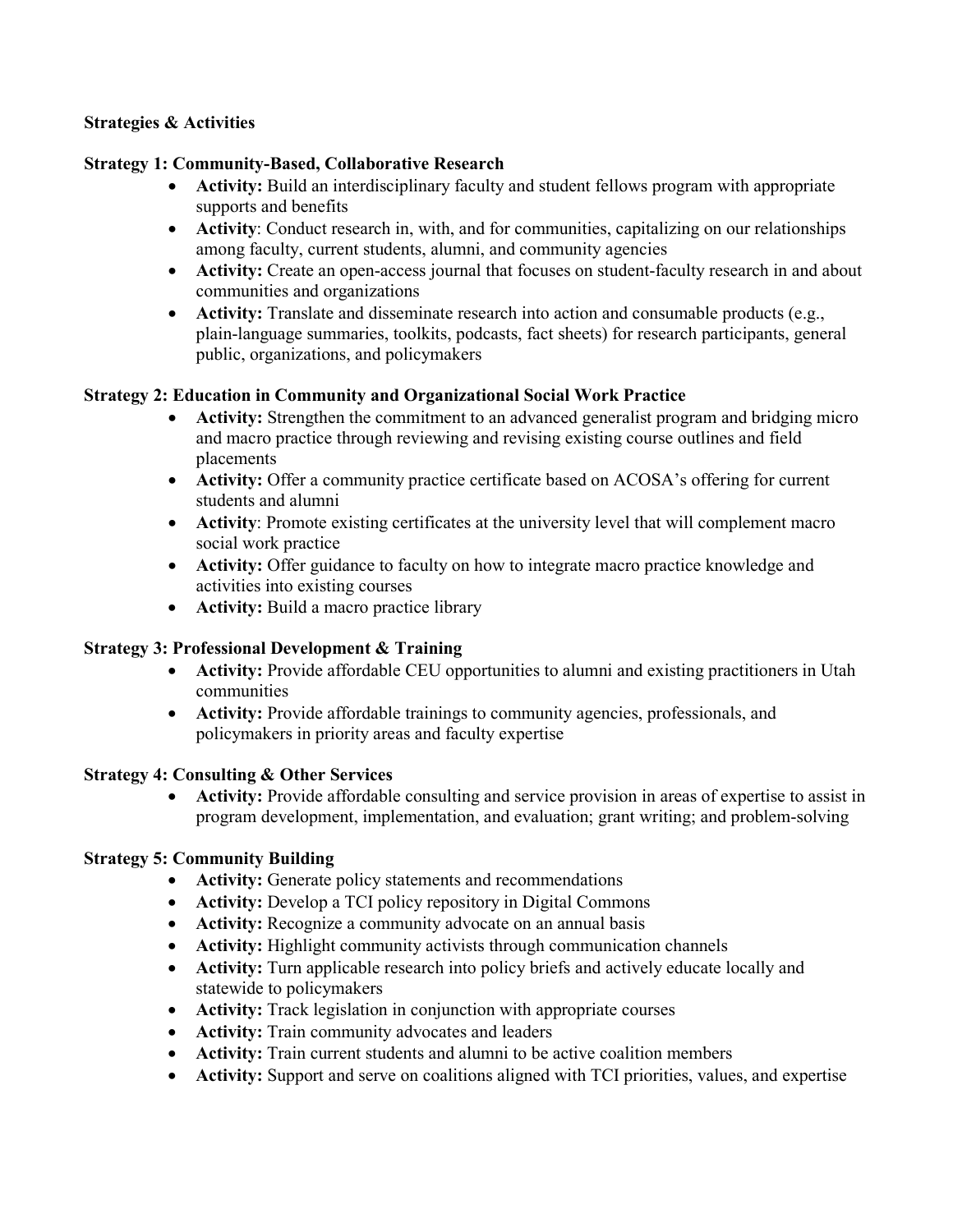**Strategies & Activities**

**Strategy 1: Community-Based, Collaborative Research**

- **Activity:** Build an interdisciplinary faculty and student fellows program with appropriate supports and benefits
- **Activity**: Conduct research in, with, and for communities, capitalizing on our relationships among faculty, current students, alumni, and community agencies
- **Activity:** Create an open-access journal that focuses on student-faculty research in and about communities and organizations
- **Activity:** Translate and disseminate research into action and consumable products (e.g., plain-language summaries, toolkits, podcasts, fact sheets) for research participants, general public, organizations, and policymakers

**Strategy 2: Education in Community and Organizational Social Work Practice**

- **Activity:** Strengthen the commitment to an advanced generalist program and bridging micro and macro practice through reviewing and revising existing course outlines and field placements
- **Activity:** Offer a community practice certificate based on ACOSA's offering for current students and alumni
- **Activity**: Promote existing certificates at the university level that will complement macro social work practice
- **Activity:** Offer guidance to faculty on how to integrate macro practice knowledge and activities into existing courses
- **Activity:** Build a macro practice library

**Strategy 3: Professional Development & Training**

- **Activity:** Provide affordable CEU opportunities to alumni and existing practitioners in Utah communities
- **Activity:** Provide affordable trainings to community agencies, professionals, and policymakers in priority areas and faculty expertise

**Strategy 4: Consulting & Other Services**

- **Activity:** Provide affordable consulting and service provision in areas of expertise to assist in program development, implementation, and evaluation; grant writing; and problem-solving

**Strategy 5: Community Building**

- **Activity:** Generate policy statements and recommendations
- **Activity:** Develop a TCI policy repository in Digital Commons
- **Activity:** Recognize a community advocate on an annual basis
- **Activity:** Highlight community activists through communication channels
- **Activity:** Turn applicable research into policy briefs and actively educate locally and statewide to policymakers
- **Activity:** Track legislation in conjunction with appropriate courses
- **Activity:** Train community advocates and leaders
- **Activity:** Train current students and alumni to be active coalition members
- **Activity:** Support and serve on coalitions aligned with TCI priorities, values, and expertise